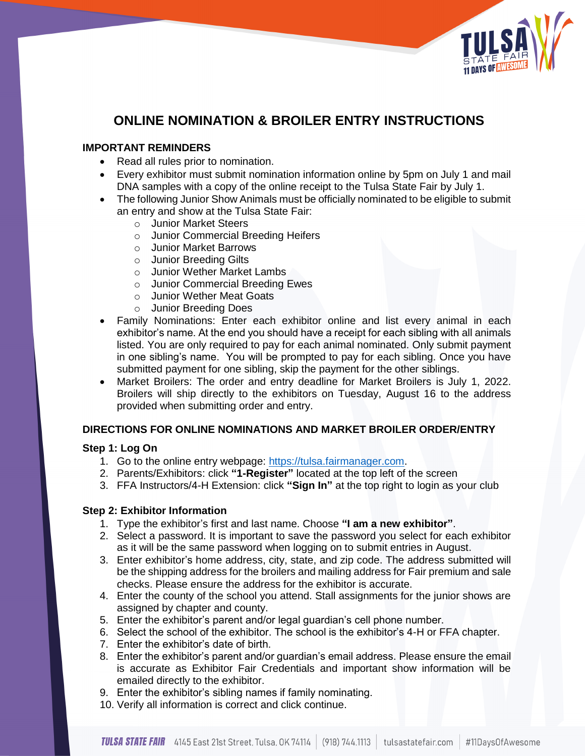# ONLINE NOMINATION & BROILER ENTRY INSTRUCTIONS

## IMPORTANT REMINDERS

- Read all rules prior to nomination.
- Every exhibitor must submit nomination information online by 5pm on July 1 and mail DNA samples with a copy of the online receipt to the Tulsa State Fair by July 1.
- The following Junior Show Animals must be officially nominated to be eligible to submit an entry and show at the Tulsa State Fair:
  - Junior Market Steers
  - Junior Commercial Breeding Heifers
  - Junior Market Barrows
  - Junior Breeding Gilts
  - Junior Wether Market Lambs
  - Junior Commercial Breeding Ewes
  - Junior Wether Meat Goats
  - Junior Breeding Does
- Family Nominations: Enter each exhibitor online and list every animal in each exhibitor's name. At the end you should have a receipt for each sibling with all animals listed. You are only required to pay for each animal nominated. Only submit payment in one sibling's name. You will be prompted to pay for each sibling. Once you have submitted payment for one sibling, skip the payment for the other siblings.
- Market Broilers: The order and entry deadline for Market Broilers is July 1, 2022. Broilers will ship directly to the exhibitors on Tuesday, August 16 to the address provided when submitting order and entry.

## DIRECTIONS FOR ONLINE NOMINATIONS AND MARKET BROILER ORDER/ENTRY

### Step 1: Log On

1. Go to the online entry webpage: https://tulsa.fairmanager.com.
2. Parents/Exhibitors: click **"1-Register"** located at the top left of the screen
3. FFA Instructors/4-H Extension: click **"Sign In"** at the top right to login as your club

### Step 2: Exhibitor Information

1. Type the exhibitor's first and last name. Choose **"I am a new exhibitor"**.
2. Select a password. It is important to save the password you select for each exhibitor as it will be the same password when logging on to submit entries in August.
3. Enter exhibitor's home address, city, state, and zip code. The address submitted will be the shipping address for the broilers and mailing address for Fair premium and sale checks. Please ensure the address for the exhibitor is accurate.
4. Enter the county of the school you attend. Stall assignments for the junior shows are assigned by chapter and county.
5. Enter the exhibitor's parent and/or legal guardian's cell phone number.
6. Select the school of the exhibitor. The school is the exhibitor's 4-H or FFA chapter.
7. Enter the exhibitor's date of birth.
8. Enter the exhibitor's parent and/or guardian's email address. Please ensure the email is accurate as Exhibitor Fair Credentials and important show information will be emailed directly to the exhibitor.
9. Enter the exhibitor's sibling names if family nominating.
10. Verify all information is correct and click continue.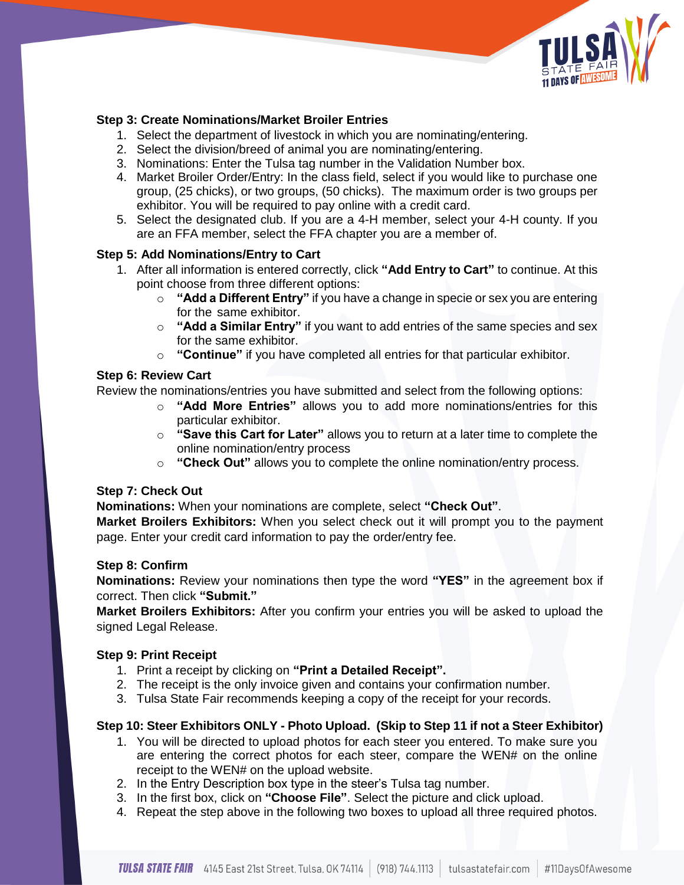### Step 3: Create Nominations/Market Broiler Entries

1. Select the department of livestock in which you are nominating/entering.
2. Select the division/breed of animal you are nominating/entering.
3. Nominations: Enter the Tulsa tag number in the Validation Number box.
4. Market Broiler Order/Entry: In the class field, select if you would like to purchase one group, (25 chicks), or two groups, (50 chicks). The maximum order is two groups per exhibitor. You will be required to pay online with a credit card.
5. Select the designated club. If you are a 4-H member, select your 4-H county. If you are an FFA member, select the FFA chapter you are a member of.

### Step 5: Add Nominations/Entry to Cart

1. After all information is entered correctly, click **"Add Entry to Cart"** to continue. At this point choose from three different options:
   - **"Add a Different Entry"** if you have a change in specie or sex you are entering for the same exhibitor.
   - **"Add a Similar Entry"** if you want to add entries of the same species and sex for the same exhibitor.
   - **"Continue"** if you have completed all entries for that particular exhibitor.

### Step 6: Review Cart

Review the nominations/entries you have submitted and select from the following options:

- **"Add More Entries"** allows you to add more nominations/entries for this particular exhibitor.
- **"Save this Cart for Later"** allows you to return at a later time to complete the online nomination/entry process
- **"Check Out"** allows you to complete the online nomination/entry process.

### Step 7: Check Out

**Nominations:** When your nominations are complete, select **"Check Out"**.

**Market Broilers Exhibitors:** When you select check out it will prompt you to the payment page. Enter your credit card information to pay the order/entry fee.

### Step 8: Confirm

**Nominations:** Review your nominations then type the word **"YES"** in the agreement box if correct. Then click **"Submit."**

**Market Broilers Exhibitors:** After you confirm your entries you will be asked to upload the signed Legal Release.

### Step 9: Print Receipt

1. Print a receipt by clicking on **"Print a Detailed Receipt".**
2. The receipt is the only invoice given and contains your confirmation number.
3. Tulsa State Fair recommends keeping a copy of the receipt for your records.

### Step 10: Steer Exhibitors ONLY - Photo Upload. (Skip to Step 11 if not a Steer Exhibitor)

1. You will be directed to upload photos for each steer you entered. To make sure you are entering the correct photos for each steer, compare the WEN# on the online receipt to the WEN# on the upload website.
2. In the Entry Description box type in the steer's Tulsa tag number.
3. In the first box, click on **"Choose File"**. Select the picture and click upload.
4. Repeat the step above in the following two boxes to upload all three required photos.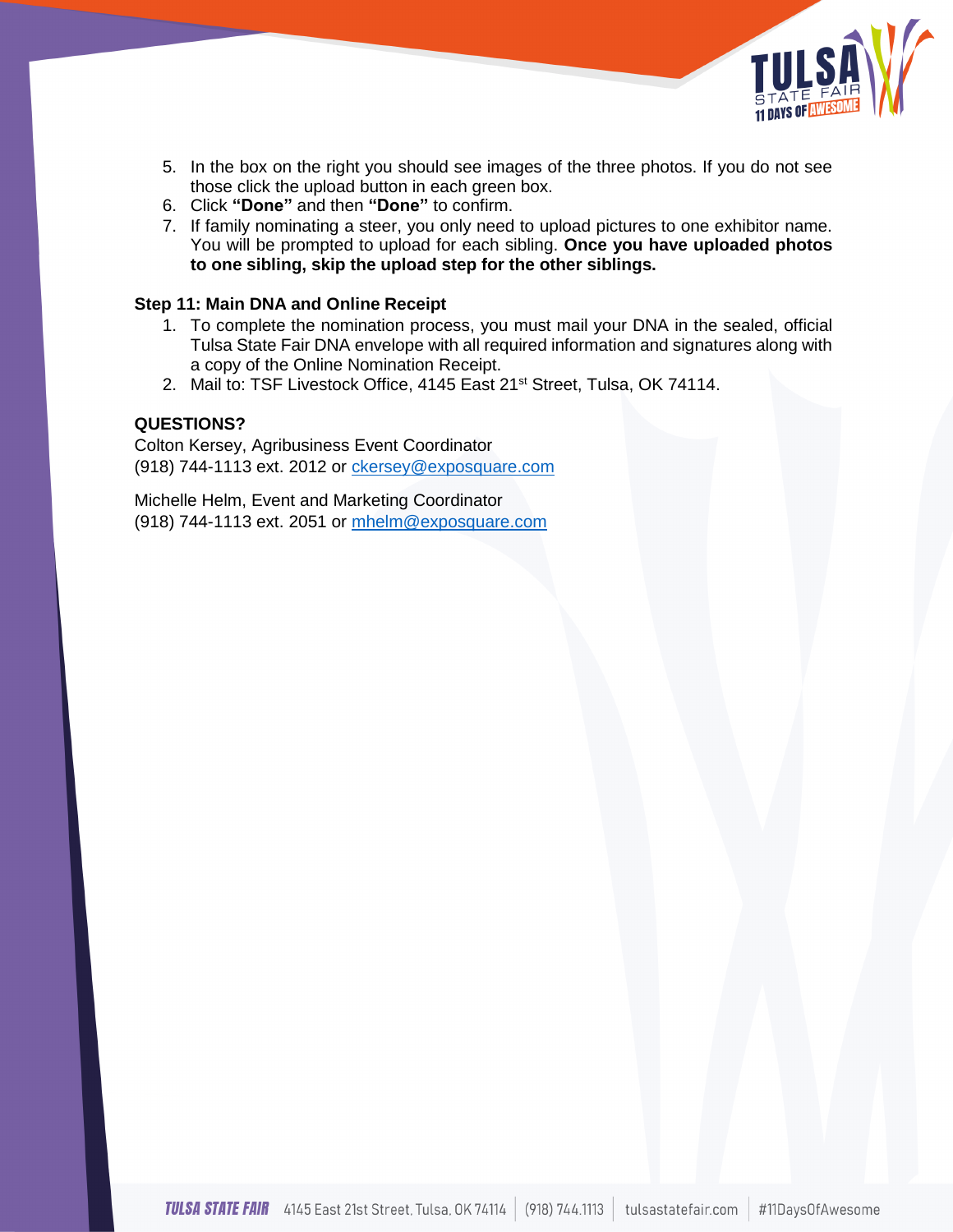5. In the box on the right you should see images of the three photos. If you do not see those click the upload button in each green box.
6. Click **"Done"** and then **"Done"** to confirm.
7. If family nominating a steer, you only need to upload pictures to one exhibitor name. You will be prompted to upload for each sibling. **Once you have uploaded photos to one sibling, skip the upload step for the other siblings.**

**Step 11: Main DNA and Online Receipt**

1. To complete the nomination process, you must mail your DNA in the sealed, official Tulsa State Fair DNA envelope with all required information and signatures along with a copy of the Online Nomination Receipt.
2. Mail to: TSF Livestock Office, 4145 East 21st Street, Tulsa, OK 74114.

**QUESTIONS?**

Colton Kersey, Agribusiness Event Coordinator
(918) 744-1113 ext. 2012 or ckersey@exposquare.com

Michelle Helm, Event and Marketing Coordinator
(918) 744-1113 ext. 2051 or mhelm@exposquare.com